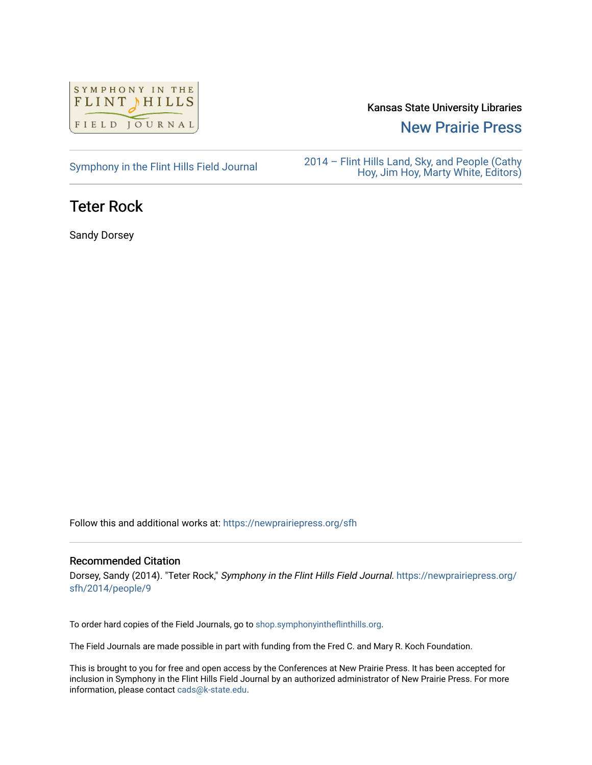Kansas State University Libraries

New Prairie Press

Symphony in the Flint Hills Field Journal

2014 – Flint Hills Land, Sky, and People (Cathy Hoy, Jim Hoy, Marty White, Editors)

# Teter Rock

Sandy Dorsey

Follow this and additional works at: https://newprairiepress.org/sfh

## Recommended Citation

Dorsey, Sandy (2014). "Teter Rock," *Symphony in the Flint Hills Field Journal*. https://newprairiepress.org/sfh/2014/people/9

To order hard copies of the Field Journals, go to shop.symphonyintheflinthills.org.

The Field Journals are made possible in part with funding from the Fred C. and Mary R. Koch Foundation.

This is brought to you for free and open access by the Conferences at New Prairie Press. It has been accepted for inclusion in Symphony in the Flint Hills Field Journal by an authorized administrator of New Prairie Press. For more information, please contact cads@k-state.edu.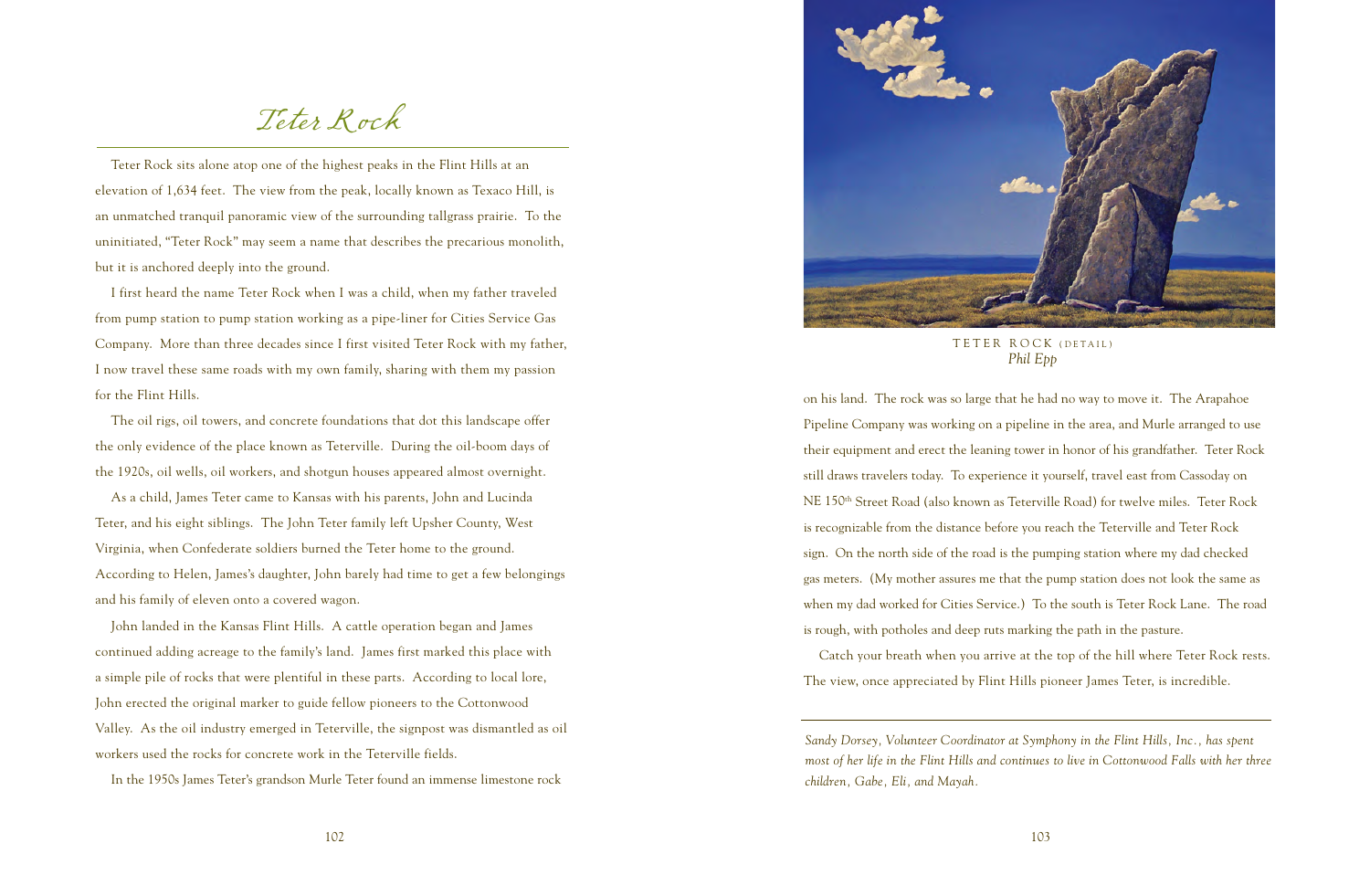# Teter Rock

Teter Rock sits alone atop one of the highest peaks in the Flint Hills at an elevation of 1,634 feet. The view from the peak, locally known as Texaco Hill, is an unmatched tranquil panoramic view of the surrounding tallgrass prairie. To the uninitiated, "Teter Rock" may seem a name that describes the precarious monolith, but it is anchored deeply into the ground.

I first heard the name Teter Rock when I was a child, when my father traveled from pump station to pump station working as a pipe-liner for Cities Service Gas Company. More than three decades since I first visited Teter Rock with my father, I now travel these same roads with my own family, sharing with them my passion for the Flint Hills.

The oil rigs, oil towers, and concrete foundations that dot this landscape offer the only evidence of the place known as Teterville. During the oil-boom days of the 1920s, oil wells, oil workers, and shotgun houses appeared almost overnight.

As a child, James Teter came to Kansas with his parents, John and Lucinda Teter, and his eight siblings. The John Teter family left Upsher County, West Virginia, when Confederate soldiers burned the Teter home to the ground. According to Helen, James's daughter, John barely had time to get a few belongings and his family of eleven onto a covered wagon.

John landed in the Kansas Flint Hills. A cattle operation began and James continued adding acreage to the family's land. James first marked this place with a simple pile of rocks that were plentiful in these parts. According to local lore, John erected the original marker to guide fellow pioneers to the Cottonwood Valley. As the oil industry emerged in Teterville, the signpost was dismantled as oil workers used the rocks for concrete work in the Teterville fields.

In the 1950s James Teter's grandson Murle Teter found an immense limestone rock on his land. The rock was so large that he had no way to move it. The Arapahoe Pipeline Company was working on a pipeline in the area, and Murle arranged to use their equipment and erect the leaning tower in honor of his grandfather. Teter Rock still draws travelers today. To experience it yourself, travel east from Cassoday on NE 150th Street Road (also known as Teterville Road) for twelve miles. Teter Rock is recognizable from the distance before you reach the Teterville and Teter Rock sign. On the north side of the road is the pumping station where my dad checked gas meters. (My mother assures me that the pump station does not look the same as when my dad worked for Cities Service.) To the south is Teter Rock Lane. The road is rough, with potholes and deep ruts marking the path in the pasture.

TETER ROCK (DETAIL)
*Phil Epp*

Catch your breath when you arrive at the top of the hill where Teter Rock rests. The view, once appreciated by Flint Hills pioneer James Teter, is incredible.

---

*Sandy Dorsey, Volunteer Coordinator at Symphony in the Flint Hills, Inc., has spent most of her life in the Flint Hills and continues to live in Cottonwood Falls with her three children, Gabe, Eli, and Mayah.*